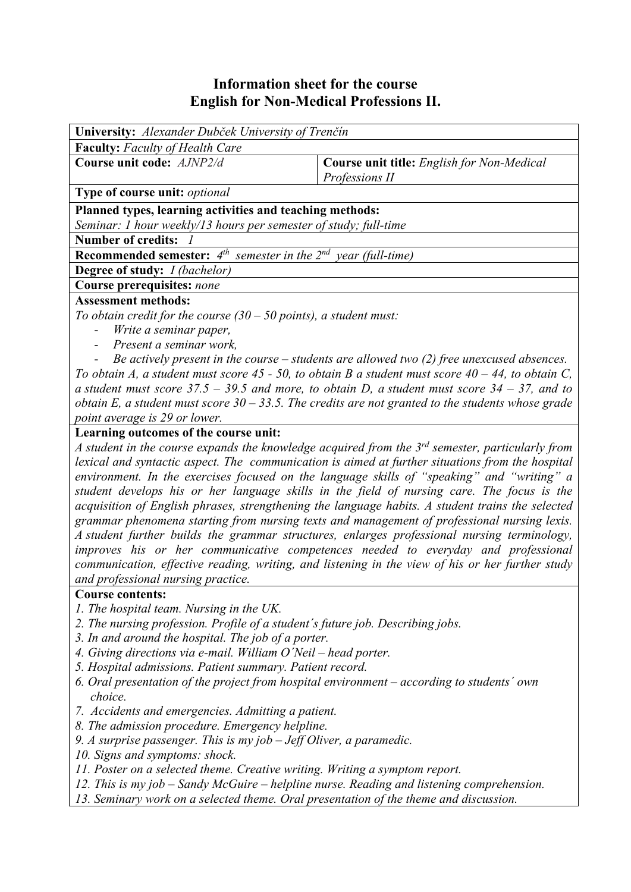# Information sheet for the course
# English for Non-Medical Professions II.

**University:** *Alexander Dubček University of Trenčín*

**Faculty:** *Faculty of Health Care*

| **Course unit code:** *AJNP2/d* | **Course unit title:** *English for Non-Medical Professions II* |
|---|---|

**Type of course unit:** *optional*

**Planned types, learning activities and teaching methods:**
*Seminar: 1 hour weekly/13 hours per semester of study; full-time*

**Number of credits:** *1*

**Recommended semester:** *4th semester in the 2nd year (full-time)*

**Degree of study:** *I (bachelor)*

**Course prerequisites:** *none*

**Assessment methods:**
*To obtain credit for the course (30 – 50 points), a student must:*

- *Write a seminar paper,*
- *Present a seminar work,*
- *Be actively present in the course – students are allowed two (2) free unexcused absences.*

*To obtain A, a student must score 45 - 50, to obtain B a student must score 40 – 44, to obtain C, a student must score 37.5 – 39.5 and more, to obtain D, a student must score 34 – 37, and to obtain E, a student must score 30 – 33.5. The credits are not granted to the students whose grade point average is 29 or lower.*

**Learning outcomes of the course unit:**
*A student in the course expands the knowledge acquired from the 3rd semester, particularly from lexical and syntactic aspect. The communication is aimed at further situations from the hospital environment. In the exercises focused on the language skills of "speaking" and "writing" a student develops his or her language skills in the field of nursing care. The focus is the acquisition of English phrases, strengthening the language habits. A student trains the selected grammar phenomena starting from nursing texts and management of professional nursing lexis. A student further builds the grammar structures, enlarges professional nursing terminology, improves his or her communicative competences needed to everyday and professional communication, effective reading, writing, and listening in the view of his or her further study and professional nursing practice.*

**Course contents:**

1. *The hospital team. Nursing in the UK.*
2. *The nursing profession. Profile of a student´s future job. Describing jobs.*
3. *In and around the hospital. The job of a porter.*
4. *Giving directions via e-mail. William O´Neil – head porter.*
5. *Hospital admissions. Patient summary. Patient record.*
6. *Oral presentation of the project from hospital environment – according to students´ own choice.*
7. *Accidents and emergencies. Admitting a patient.*
8. *The admission procedure. Emergency helpline.*
9. *A surprise passenger. This is my job – Jeff Oliver, a paramedic.*
10. *Signs and symptoms: shock.*
11. *Poster on a selected theme. Creative writing. Writing a symptom report.*
12. *This is my job – Sandy McGuire – helpline nurse. Reading and listening comprehension.*
13. *Seminary work on a selected theme. Oral presentation of the theme and discussion.*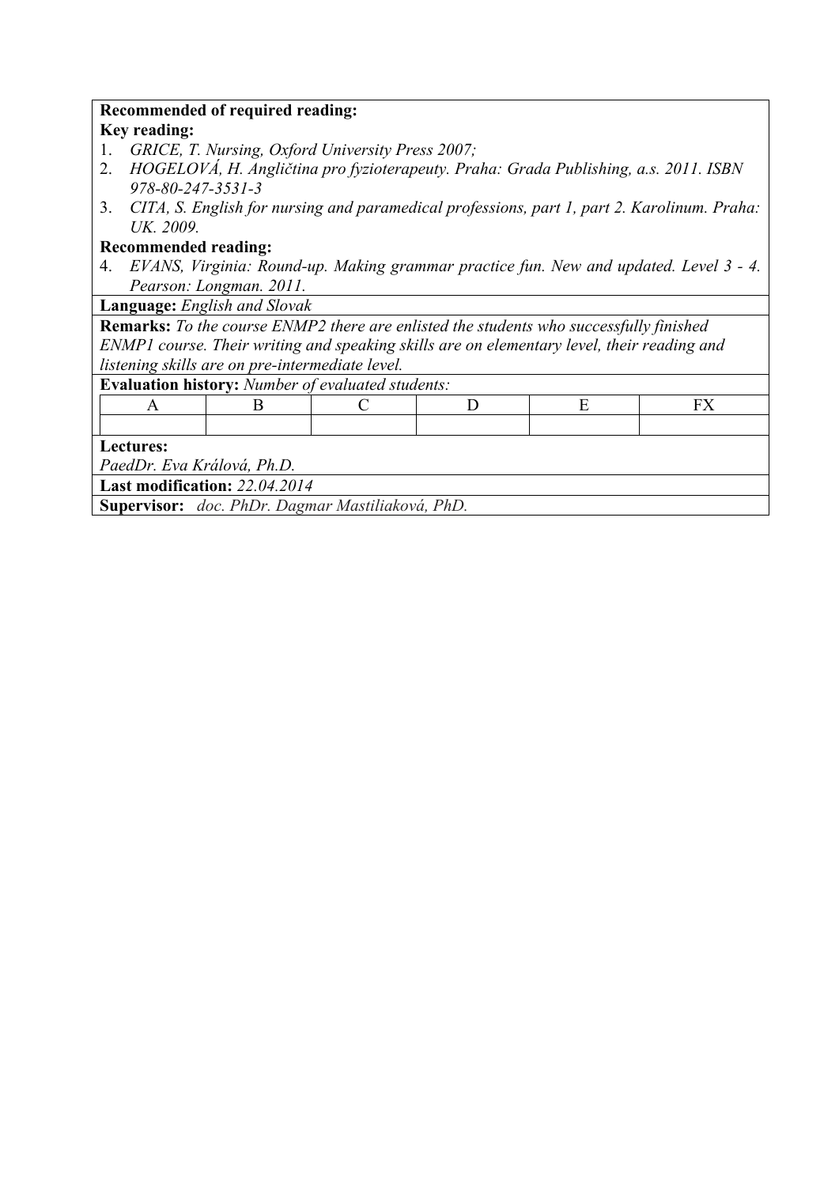**Recommended of required reading:**

**Key reading:**

1. *GRICE, T. Nursing, Oxford University Press 2007;*
2. *HOGELOVÁ, H. Angličtina pro fyzioterapeuty. Praha: Grada Publishing, a.s. 2011. ISBN 978-80-247-3531-3*
3. *CITA, S. English for nursing and paramedical professions, part 1, part 2. Karolinum. Praha: UK. 2009.*

**Recommended reading:**

4. *EVANS, Virginia: Round-up. Making grammar practice fun. New and updated. Level 3 - 4. Pearson: Longman. 2011.*

**Language:** *English and Slovak*

**Remarks:** *To the course ENMP2 there are enlisted the students who successfully finished ENMP1 course. Their writing and speaking skills are on elementary level, their reading and listening skills are on pre-intermediate level.*

**Evaluation history:** *Number of evaluated students:*

| A | B | C | D | E | FX |
|---|---|---|---|---|---|
| | | | | | |

**Lectures:**

*PaedDr. Eva Králová, Ph.D.*

**Last modification:** *22.04.2014*

**Supervisor:** *doc. PhDr. Dagmar Mastiliaková, PhD.*